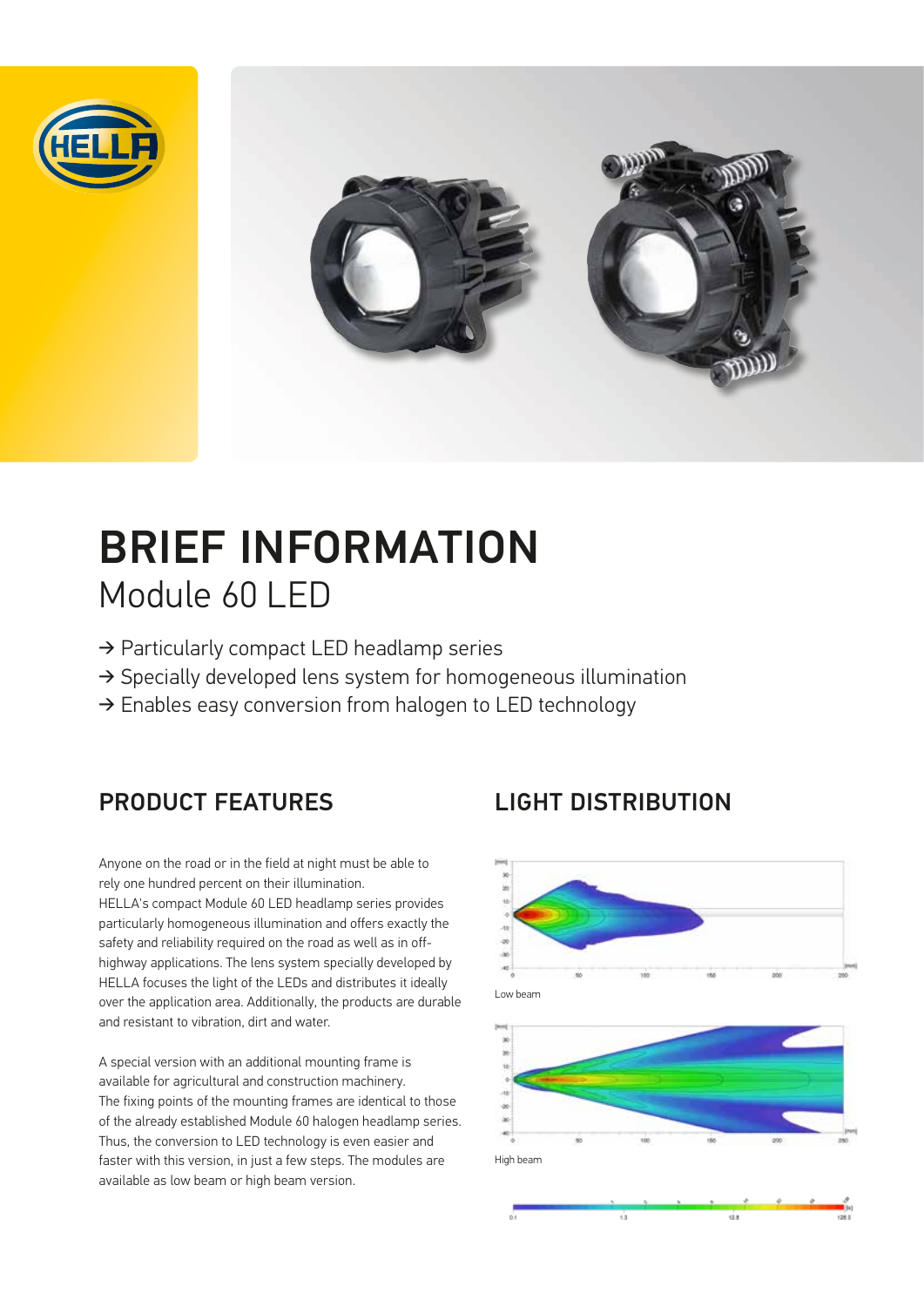# BRIEF INFORMATION

## Module 60 LED

→ Particularly compact LED headlamp series
→ Specially developed lens system for homogeneous illumination
→ Enables easy conversion from halogen to LED technology

## PRODUCT FEATURES

Anyone on the road or in the field at night must be able to rely one hundred percent on their illumination.
HELLA's compact Module 60 LED headlamp series provides particularly homogeneous illumination and offers exactly the safety and reliability required on the road as well as in off-highway applications. The lens system specially developed by HELLA focuses the light of the LEDs and distributes it ideally over the application area. Additionally, the products are durable and resistant to vibration, dirt and water.

A special version with an additional mounting frame is available for agricultural and construction machinery.
The fixing points of the mounting frames are identical to those of the already established Module 60 halogen headlamp series. Thus, the conversion to LED technology is even easier and faster with this version, in just a few steps. The modules are available as low beam or high beam version.

## LIGHT DISTRIBUTION

Low beam

High beam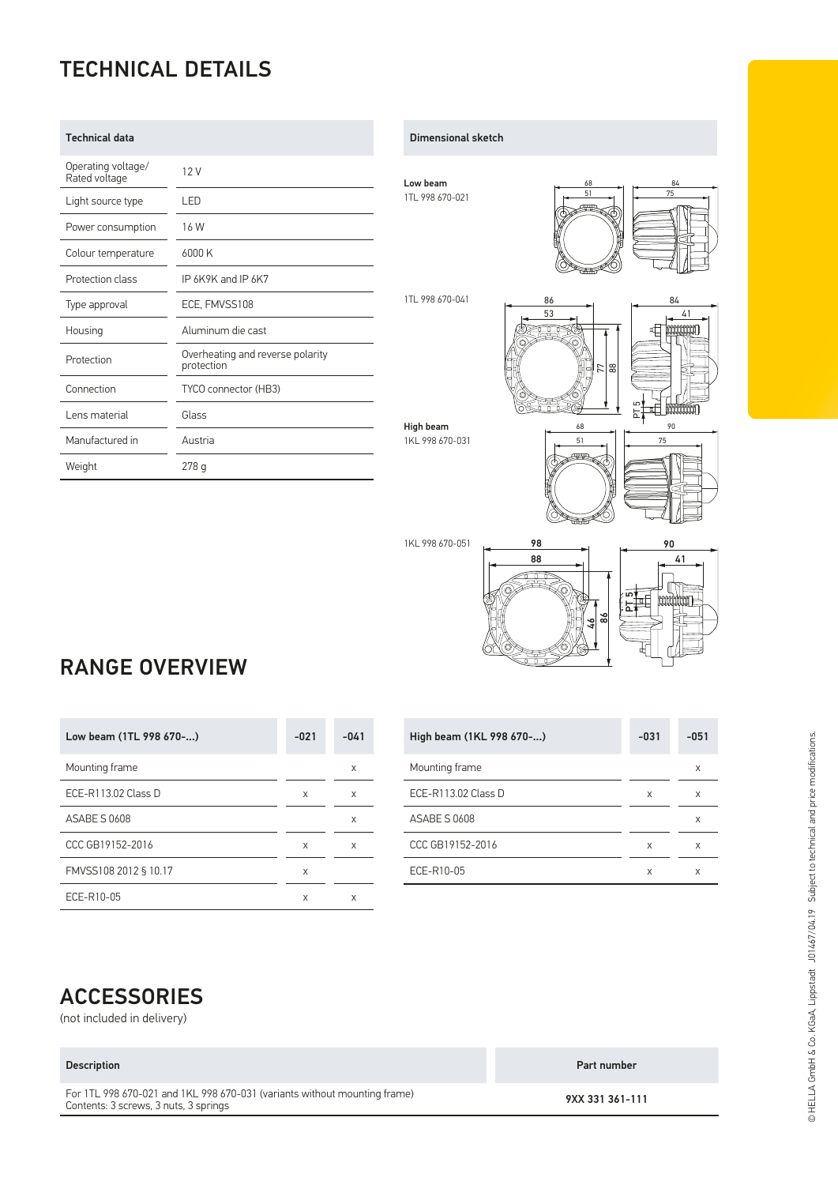# TECHNICAL DETAILS

| Technical data | |
|---|---|
| Operating voltage/ Rated voltage | 12 V |
| Light source type | LED |
| Power consumption | 16 W |
| Colour temperature | 6000 K |
| Protection class | IP 6K9K and IP 6K7 |
| Type approval | ECE, FMVSS108 |
| Housing | Aluminum die cast |
| Protection | Overheating and reverse polarity protection |
| Connection | TYCO connector (HB3) |
| Lens material | Glass |
| Manufactured in | Austria |
| Weight | 278 g |

**Dimensional sketch**

**Low beam**
1TL 998 670-021

68
51
84
75

1TL 998 670-041

86
53
77
88
84
41
PT 5

**High beam**
1KL 998 670-031

68
51
90
75

1KL 998 670-051

98
88
46
86
90
41
PT 5

# RANGE OVERVIEW

| Low beam (1TL 998 670-...) | -021 | -041 |
|---|---|---|
| Mounting frame | | x |
| ECE-R113.02 Class D | x | x |
| ASABE S 0608 | | x |
| CCC GB19152-2016 | x | x |
| FMVSS108 2012 § 10.17 | x | |
| ECE-R10-05 | x | x |

| High beam (1KL 998 670-...) | -031 | -051 |
|---|---|---|
| Mounting frame | | x |
| ECE-R113.02 Class D | x | x |
| ASABE S 0608 | | x |
| CCC GB19152-2016 | x | x |
| ECE-R10-05 | x | x |

# ACCESSORIES

(not included in delivery)

| Description | Part number |
|---|---|
| For 1TL 998 670-021 and 1KL 998 670-031 (variants without mounting frame)<br>Contents: 3 screws, 3 nuts, 3 springs | **9XX 331 361-111** |

© HELLA GmbH & Co. KGaA, Lippstadt J01467/04.19 Subject to technical and price modifications.